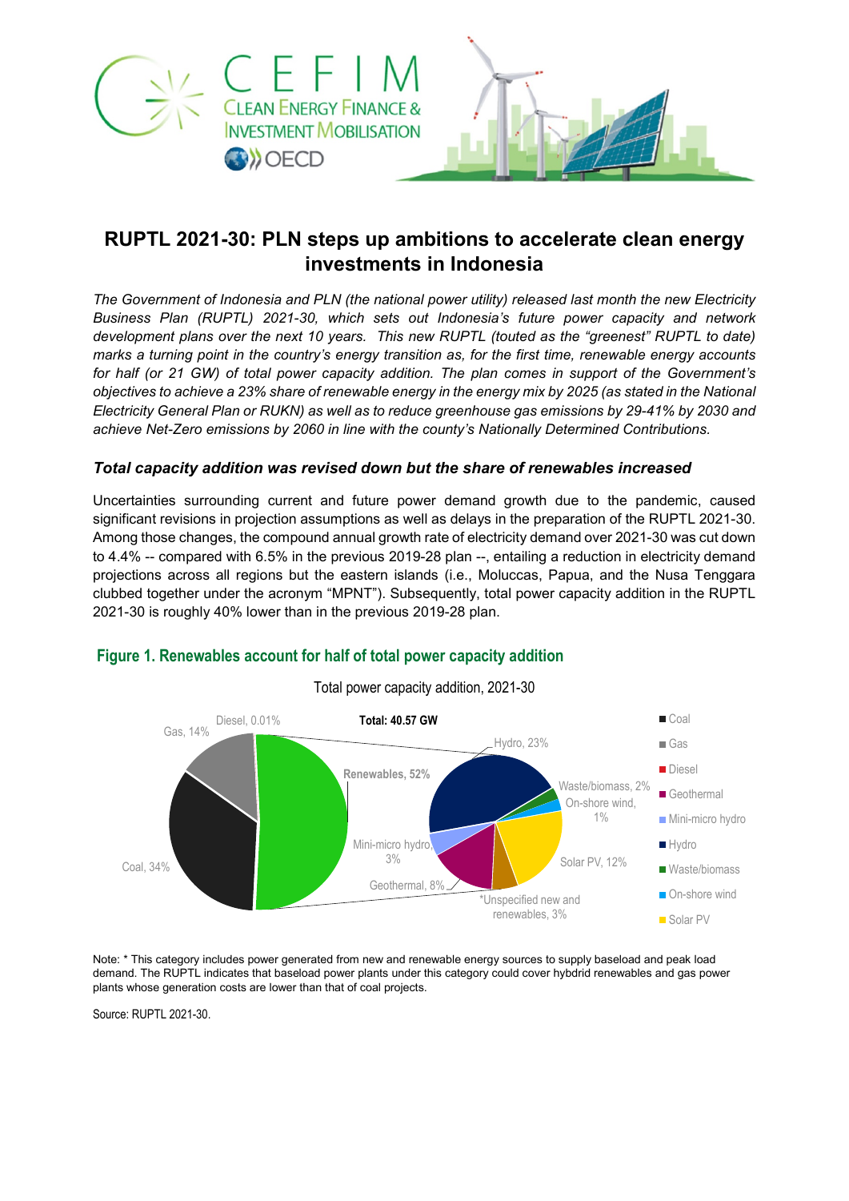# RUPTL 2021-30: PLN steps up ambitions to accelerate clean energy investments in Indonesia

*The Government of Indonesia and PLN (the national power utility) released last month the new Electricity Business Plan (RUPTL) 2021-30, which sets out Indonesia's future power capacity and network development plans over the next 10 years. This new RUPTL (touted as the "greenest" RUPTL to date) marks a turning point in the country's energy transition as, for the first time, renewable energy accounts for half (or 21 GW) of total power capacity addition. The plan comes in support of the Government's objectives to achieve a 23% share of renewable energy in the energy mix by 2025 (as stated in the National Electricity General Plan or RUKN) as well as to reduce greenhouse gas emissions by 29-41% by 2030 and achieve Net-Zero emissions by 2060 in line with the county's Nationally Determined Contributions.*

### *Total capacity addition was revised down but the share of renewables increased*

Uncertainties surrounding current and future power demand growth due to the pandemic, caused significant revisions in projection assumptions as well as delays in the preparation of the RUPTL 2021-30. Among those changes, the compound annual growth rate of electricity demand over 2021-30 was cut down to 4.4% -- compared with 6.5% in the previous 2019-28 plan --, entailing a reduction in electricity demand projections across all regions but the eastern islands (i.e., Moluccas, Papua, and the Nusa Tenggara clubbed together under the acronym "MPNT"). Subsequently, total power capacity addition in the RUPTL 2021-30 is roughly 40% lower than in the previous 2019-28 plan.

**Figure 1. Renewables account for half of total power capacity addition**

Total power capacity addition, 2021-30

**Total: 40.57 GW**

| Source | Share |
|---|---|
| Coal | 34% |
| Gas | 14% |
| Diesel | 0.01% |
| **Renewables** | **52%** |
| Hydro | 23% |
| Solar PV | 12% |
| Geothermal | 8% |
| Mini-micro hydro | 3% |
| *Unspecified new and renewables | 3% |
| Waste/biomass | 2% |
| On-shore wind | 1% |

Note: * This category includes power generated from new and renewable energy sources to supply baseload and peak load demand. The RUPTL indicates that baseload power plants under this category could cover hybdrid renewables and gas power plants whose generation costs are lower than that of coal projects.

Source: RUPTL 2021-30.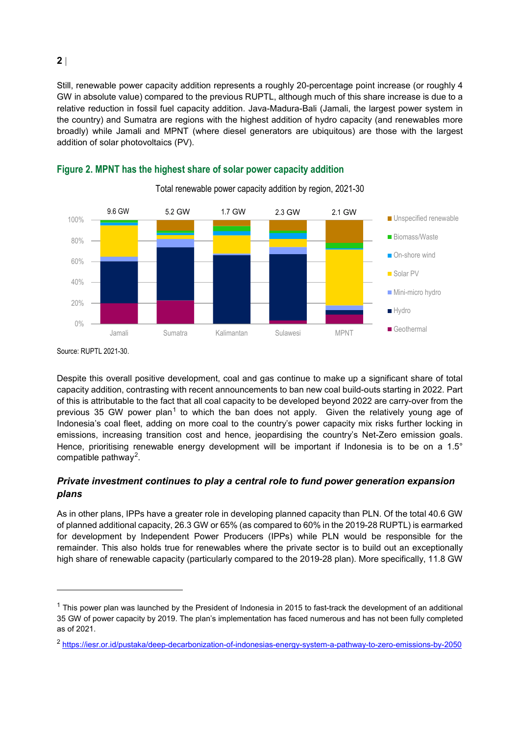Still, renewable power capacity addition represents a roughly 20-percentage point increase (or roughly 4 GW in absolute value) compared to the previous RUPTL, although much of this share increase is due to a relative reduction in fossil fuel capacity addition. Java-Madura-Bali (Jamali, the largest power system in the country) and Sumatra are regions with the highest addition of hydro capacity (and renewables more broadly) while Jamali and MPNT (where diesel generators are ubiquitous) are those with the largest addition of solar photovoltaics (PV).

**Figure 2. MPNT has the highest share of solar power capacity addition**

Total renewable power capacity addition by region, 2021-30

Source: RUPTL 2021-30.

Despite this overall positive development, coal and gas continue to make up a significant share of total capacity addition, contrasting with recent announcements to ban new coal build-outs starting in 2022. Part of this is attributable to the fact that all coal capacity to be developed beyond 2022 are carry-over from the previous 35 GW power plan[1] to which the ban does not apply. Given the relatively young age of Indonesia's coal fleet, adding on more coal to the country's power capacity mix risks further locking in emissions, increasing transition cost and hence, jeopardising the country's Net-Zero emission goals. Hence, prioritising renewable energy development will be important if Indonesia is to be on a 1.5° compatible pathway[2].

### *Private investment continues to play a central role to fund power generation expansion plans*

As in other plans, IPPs have a greater role in developing planned capacity than PLN. Of the total 40.6 GW of planned additional capacity, 26.3 GW or 65% (as compared to 60% in the 2019-28 RUPTL) is earmarked for development by Independent Power Producers (IPPs) while PLN would be responsible for the remainder. This also holds true for renewables where the private sector is to build out an exceptionally high share of renewable capacity (particularly compared to the 2019-28 plan). More specifically, 11.8 GW

[1] This power plan was launched by the President of Indonesia in 2015 to fast-track the development of an additional 35 GW of power capacity by 2019. The plan's implementation has faced numerous and has not been fully completed as of 2021.

[2] https://iesr.or.id/pustaka/deep-decarbonization-of-indonesias-energy-system-a-pathway-to-zero-emissions-by-2050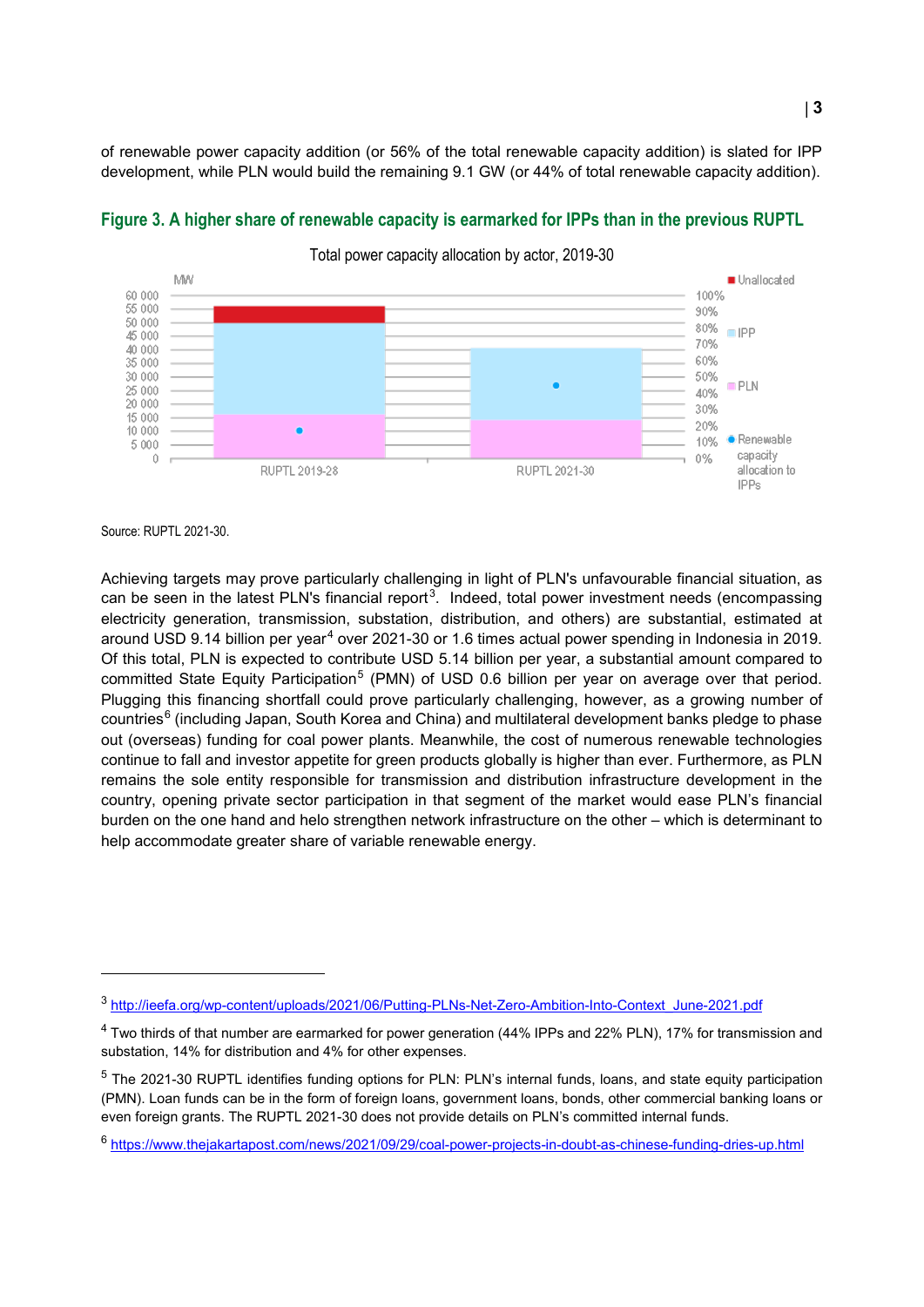of renewable power capacity addition (or 56% of the total renewable capacity addition) is slated for IPP development, while PLN would build the remaining 9.1 GW (or 44% of total renewable capacity addition).

**Figure 3. A higher share of renewable capacity is earmarked for IPPs than in the previous RUPTL**

Total power capacity allocation by actor, 2019-30

Source: RUPTL 2021-30.

Achieving targets may prove particularly challenging in light of PLN's unfavourable financial situation, as can be seen in the latest PLN's financial report[3]. Indeed, total power investment needs (encompassing electricity generation, transmission, substation, distribution, and others) are substantial, estimated at around USD 9.14 billion per year[4] over 2021-30 or 1.6 times actual power spending in Indonesia in 2019. Of this total, PLN is expected to contribute USD 5.14 billion per year, a substantial amount compared to committed State Equity Participation[5] (PMN) of USD 0.6 billion per year on average over that period. Plugging this financing shortfall could prove particularly challenging, however, as a growing number of countries[6] (including Japan, South Korea and China) and multilateral development banks pledge to phase out (overseas) funding for coal power plants. Meanwhile, the cost of numerous renewable technologies continue to fall and investor appetite for green products globally is higher than ever. Furthermore, as PLN remains the sole entity responsible for transmission and distribution infrastructure development in the country, opening private sector participation in that segment of the market would ease PLN's financial burden on the one hand and helo strengthen network infrastructure on the other – which is determinant to help accommodate greater share of variable renewable energy.

---

[3] http://ieefa.org/wp-content/uploads/2021/06/Putting-PLNs-Net-Zero-Ambition-Into-Context_June-2021.pdf

[4] Two thirds of that number are earmarked for power generation (44% IPPs and 22% PLN), 17% for transmission and substation, 14% for distribution and 4% for other expenses.

[5] The 2021-30 RUPTL identifies funding options for PLN: PLN's internal funds, loans, and state equity participation (PMN). Loan funds can be in the form of foreign loans, government loans, bonds, other commercial banking loans or even foreign grants. The RUPTL 2021-30 does not provide details on PLN's committed internal funds.

[6] https://www.thejakartapost.com/news/2021/09/29/coal-power-projects-in-doubt-as-chinese-funding-dries-up.html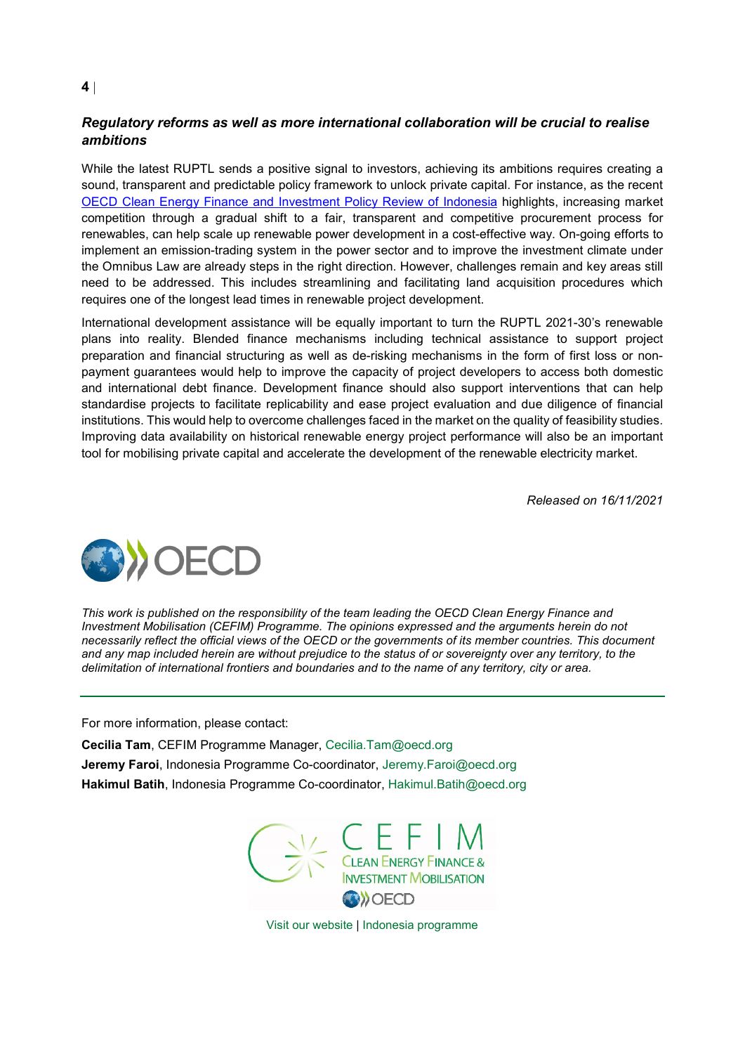### *Regulatory reforms as well as more international collaboration will be crucial to realise ambitions*

While the latest RUPTL sends a positive signal to investors, achieving its ambitions requires creating a sound, transparent and predictable policy framework to unlock private capital. For instance, as the recent OECD Clean Energy Finance and Investment Policy Review of Indonesia highlights, increasing market competition through a gradual shift to a fair, transparent and competitive procurement process for renewables, can help scale up renewable power development in a cost-effective way. On-going efforts to implement an emission-trading system in the power sector and to improve the investment climate under the Omnibus Law are already steps in the right direction. However, challenges remain and key areas still need to be addressed. This includes streamlining and facilitating land acquisition procedures which requires one of the longest lead times in renewable project development.

International development assistance will be equally important to turn the RUPTL 2021-30's renewable plans into reality. Blended finance mechanisms including technical assistance to support project preparation and financial structuring as well as de-risking mechanisms in the form of first loss or non-payment guarantees would help to improve the capacity of project developers to access both domestic and international debt finance. Development finance should also support interventions that can help standardise projects to facilitate replicability and ease project evaluation and due diligence of financial institutions. This would help to overcome challenges faced in the market on the quality of feasibility studies. Improving data availability on historical renewable energy project performance will also be an important tool for mobilising private capital and accelerate the development of the renewable electricity market.

*Released on 16/11/2021*

*This work is published on the responsibility of the team leading the OECD Clean Energy Finance and Investment Mobilisation (CEFIM) Programme. The opinions expressed and the arguments herein do not necessarily reflect the official views of the OECD or the governments of its member countries. This document and any map included herein are without prejudice to the status of or sovereignty over any territory, to the delimitation of international frontiers and boundaries and to the name of any territory, city or area.*

---

For more information, please contact:

**Cecilia Tam**, CEFIM Programme Manager, Cecilia.Tam@oecd.org

**Jeremy Faroi**, Indonesia Programme Co-coordinator, Jeremy.Faroi@oecd.org

**Hakimul Batih**, Indonesia Programme Co-coordinator, Hakimul.Batih@oecd.org

Visit our website | Indonesia programme